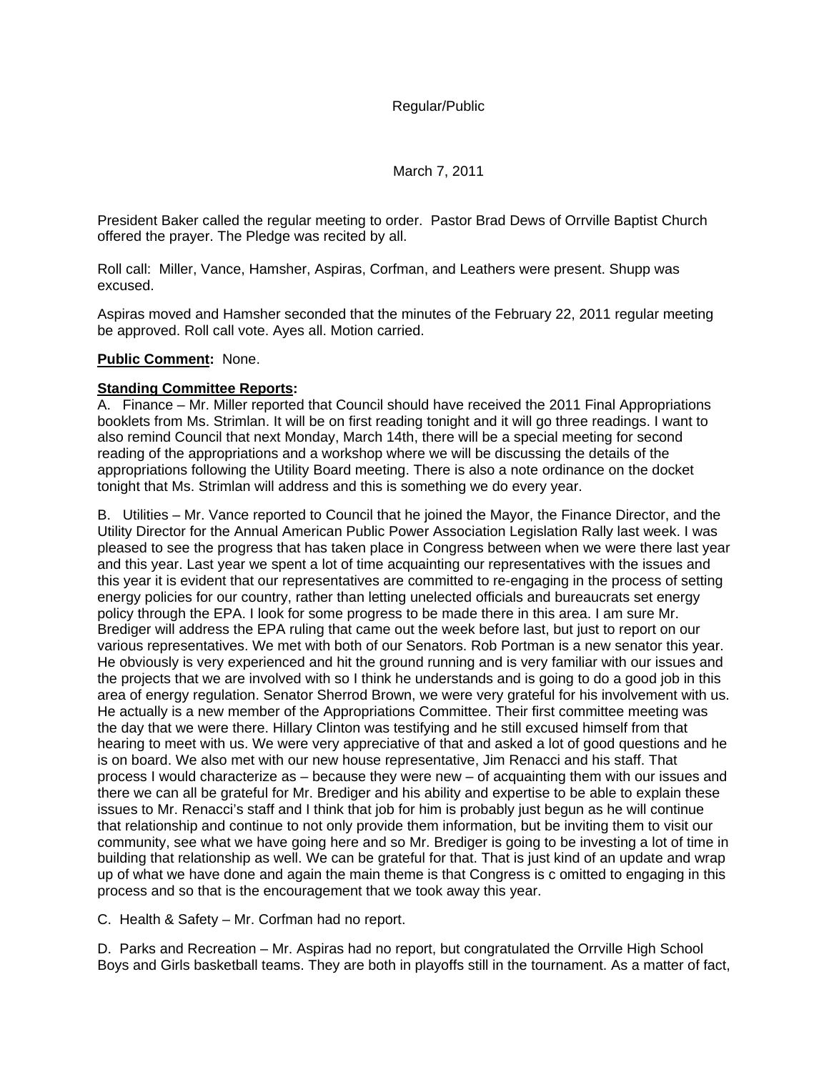Regular/Public

March 7, 2011

President Baker called the regular meeting to order. Pastor Brad Dews of Orrville Baptist Church offered the prayer. The Pledge was recited by all.

Roll call: Miller, Vance, Hamsher, Aspiras, Corfman, and Leathers were present. Shupp was excused.

Aspiras moved and Hamsher seconded that the minutes of the February 22, 2011 regular meeting be approved. Roll call vote. Ayes all. Motion carried.

**Public Comment:** None.

**Standing Committee Reports:**

A. Finance – Mr. Miller reported that Council should have received the 2011 Final Appropriations booklets from Ms. Strimlan. It will be on first reading tonight and it will go three readings. I want to also remind Council that next Monday, March 14th, there will be a special meeting for second reading of the appropriations and a workshop where we will be discussing the details of the appropriations following the Utility Board meeting. There is also a note ordinance on the docket tonight that Ms. Strimlan will address and this is something we do every year.

B. Utilities – Mr. Vance reported to Council that he joined the Mayor, the Finance Director, and the Utility Director for the Annual American Public Power Association Legislation Rally last week. I was pleased to see the progress that has taken place in Congress between when we were there last year and this year. Last year we spent a lot of time acquainting our representatives with the issues and this year it is evident that our representatives are committed to re-engaging in the process of setting energy policies for our country, rather than letting unelected officials and bureaucrats set energy policy through the EPA. I look for some progress to be made there in this area. I am sure Mr. Brediger will address the EPA ruling that came out the week before last, but just to report on our various representatives. We met with both of our Senators. Rob Portman is a new senator this year. He obviously is very experienced and hit the ground running and is very familiar with our issues and the projects that we are involved with so I think he understands and is going to do a good job in this area of energy regulation. Senator Sherrod Brown, we were very grateful for his involvement with us. He actually is a new member of the Appropriations Committee. Their first committee meeting was the day that we were there. Hillary Clinton was testifying and he still excused himself from that hearing to meet with us. We were very appreciative of that and asked a lot of good questions and he is on board. We also met with our new house representative, Jim Renacci and his staff. That process I would characterize as – because they were new – of acquainting them with our issues and there we can all be grateful for Mr. Brediger and his ability and expertise to be able to explain these issues to Mr. Renacci's staff and I think that job for him is probably just begun as he will continue that relationship and continue to not only provide them information, but be inviting them to visit our community, see what we have going here and so Mr. Brediger is going to be investing a lot of time in building that relationship as well. We can be grateful for that. That is just kind of an update and wrap up of what we have done and again the main theme is that Congress is c omitted to engaging in this process and so that is the encouragement that we took away this year.

C. Health & Safety – Mr. Corfman had no report.

D. Parks and Recreation – Mr. Aspiras had no report, but congratulated the Orrville High School Boys and Girls basketball teams. They are both in playoffs still in the tournament. As a matter of fact,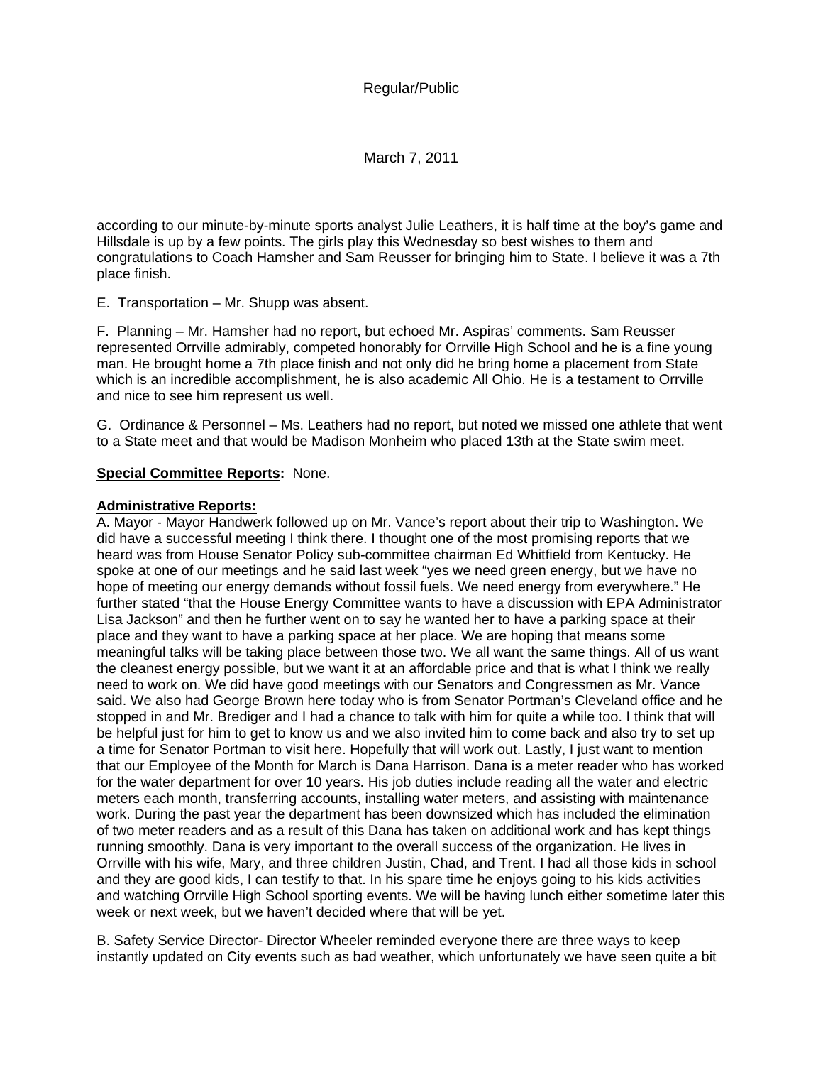according to our minute-by-minute sports analyst Julie Leathers, it is half time at the boy's game and Hillsdale is up by a few points. The girls play this Wednesday so best wishes to them and congratulations to Coach Hamsher and Sam Reusser for bringing him to State. I believe it was a 7th place finish.

E. Transportation – Mr. Shupp was absent.

F. Planning – Mr. Hamsher had no report, but echoed Mr. Aspiras' comments. Sam Reusser represented Orrville admirably, competed honorably for Orrville High School and he is a fine young man. He brought home a 7th place finish and not only did he bring home a placement from State which is an incredible accomplishment, he is also academic All Ohio. He is a testament to Orrville and nice to see him represent us well.

G. Ordinance & Personnel – Ms. Leathers had no report, but noted we missed one athlete that went to a State meet and that would be Madison Monheim who placed 13th at the State swim meet.

**Special Committee Reports:** None.

**Administrative Reports:**

A. Mayor - Mayor Handwerk followed up on Mr. Vance's report about their trip to Washington. We did have a successful meeting I think there. I thought one of the most promising reports that we heard was from House Senator Policy sub-committee chairman Ed Whitfield from Kentucky. He spoke at one of our meetings and he said last week "yes we need green energy, but we have no hope of meeting our energy demands without fossil fuels. We need energy from everywhere." He further stated "that the House Energy Committee wants to have a discussion with EPA Administrator Lisa Jackson" and then he further went on to say he wanted her to have a parking space at their place and they want to have a parking space at her place. We are hoping that means some meaningful talks will be taking place between those two. We all want the same things. All of us want the cleanest energy possible, but we want it at an affordable price and that is what I think we really need to work on. We did have good meetings with our Senators and Congressmen as Mr. Vance said. We also had George Brown here today who is from Senator Portman's Cleveland office and he stopped in and Mr. Brediger and I had a chance to talk with him for quite a while too. I think that will be helpful just for him to get to know us and we also invited him to come back and also try to set up a time for Senator Portman to visit here. Hopefully that will work out. Lastly, I just want to mention that our Employee of the Month for March is Dana Harrison. Dana is a meter reader who has worked for the water department for over 10 years. His job duties include reading all the water and electric meters each month, transferring accounts, installing water meters, and assisting with maintenance work. During the past year the department has been downsized which has included the elimination of two meter readers and as a result of this Dana has taken on additional work and has kept things running smoothly. Dana is very important to the overall success of the organization. He lives in Orrville with his wife, Mary, and three children Justin, Chad, and Trent. I had all those kids in school and they are good kids, I can testify to that. In his spare time he enjoys going to his kids activities and watching Orrville High School sporting events. We will be having lunch either sometime later this week or next week, but we haven't decided where that will be yet.

B. Safety Service Director- Director Wheeler reminded everyone there are three ways to keep instantly updated on City events such as bad weather, which unfortunately we have seen quite a bit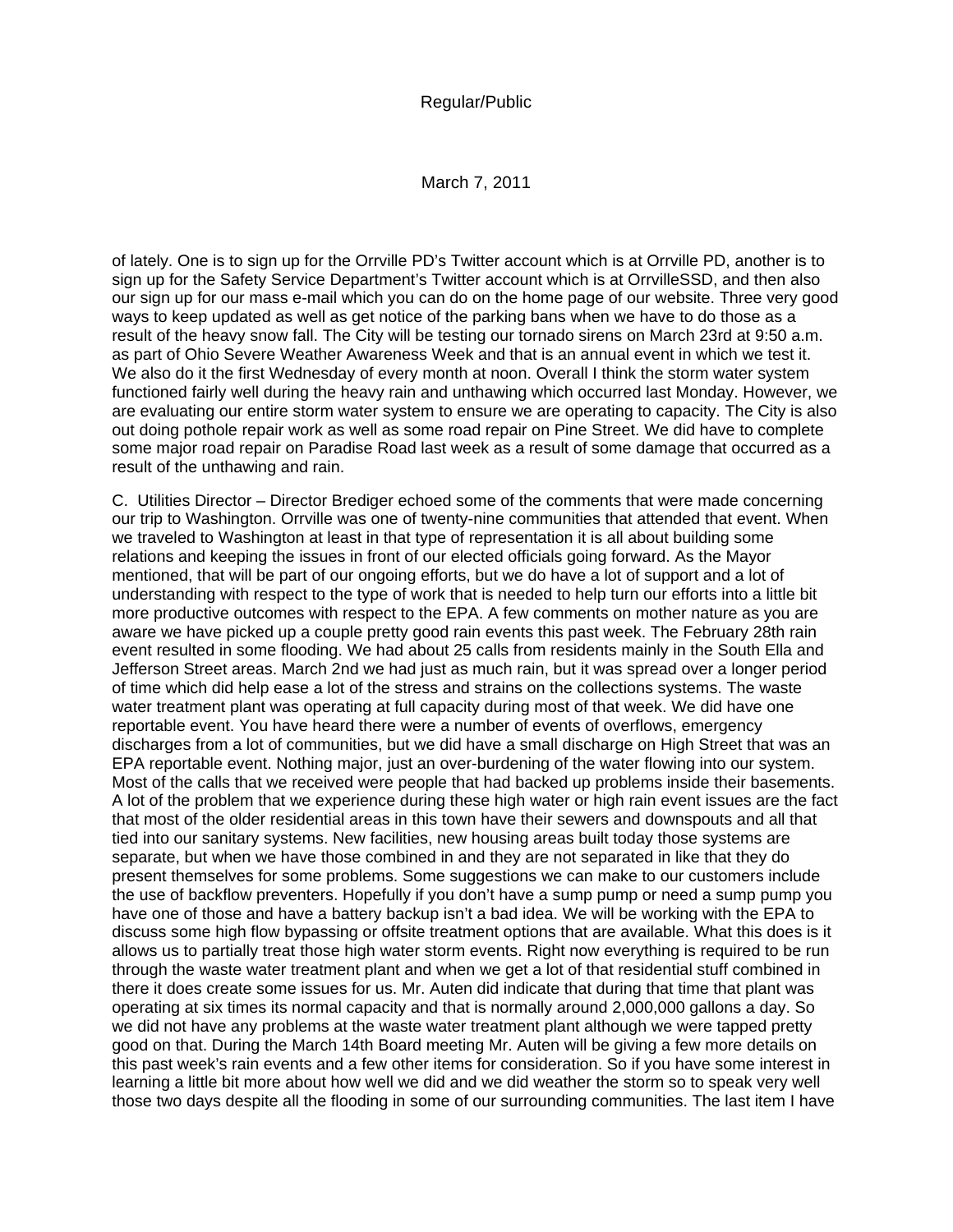of lately. One is to sign up for the Orrville PD's Twitter account which is at Orrville PD, another is to sign up for the Safety Service Department's Twitter account which is at OrrvilleSSD, and then also our sign up for our mass e-mail which you can do on the home page of our website. Three very good ways to keep updated as well as get notice of the parking bans when we have to do those as a result of the heavy snow fall. The City will be testing our tornado sirens on March 23rd at 9:50 a.m. as part of Ohio Severe Weather Awareness Week and that is an annual event in which we test it. We also do it the first Wednesday of every month at noon. Overall I think the storm water system functioned fairly well during the heavy rain and unthawing which occurred last Monday. However, we are evaluating our entire storm water system to ensure we are operating to capacity. The City is also out doing pothole repair work as well as some road repair on Pine Street. We did have to complete some major road repair on Paradise Road last week as a result of some damage that occurred as a result of the unthawing and rain.

C. Utilities Director – Director Brediger echoed some of the comments that were made concerning our trip to Washington. Orrville was one of twenty-nine communities that attended that event. When we traveled to Washington at least in that type of representation it is all about building some relations and keeping the issues in front of our elected officials going forward. As the Mayor mentioned, that will be part of our ongoing efforts, but we do have a lot of support and a lot of understanding with respect to the type of work that is needed to help turn our efforts into a little bit more productive outcomes with respect to the EPA. A few comments on mother nature as you are aware we have picked up a couple pretty good rain events this past week. The February 28th rain event resulted in some flooding. We had about 25 calls from residents mainly in the South Ella and Jefferson Street areas. March 2nd we had just as much rain, but it was spread over a longer period of time which did help ease a lot of the stress and strains on the collections systems. The waste water treatment plant was operating at full capacity during most of that week. We did have one reportable event. You have heard there were a number of events of overflows, emergency discharges from a lot of communities, but we did have a small discharge on High Street that was an EPA reportable event. Nothing major, just an over-burdening of the water flowing into our system. Most of the calls that we received were people that had backed up problems inside their basements. A lot of the problem that we experience during these high water or high rain event issues are the fact that most of the older residential areas in this town have their sewers and downspouts and all that tied into our sanitary systems. New facilities, new housing areas built today those systems are separate, but when we have those combined in and they are not separated in like that they do present themselves for some problems. Some suggestions we can make to our customers include the use of backflow preventers. Hopefully if you don't have a sump pump or need a sump pump you have one of those and have a battery backup isn't a bad idea. We will be working with the EPA to discuss some high flow bypassing or offsite treatment options that are available. What this does is it allows us to partially treat those high water storm events. Right now everything is required to be run through the waste water treatment plant and when we get a lot of that residential stuff combined in there it does create some issues for us. Mr. Auten did indicate that during that time that plant was operating at six times its normal capacity and that is normally around 2,000,000 gallons a day. So we did not have any problems at the waste water treatment plant although we were tapped pretty good on that. During the March 14th Board meeting Mr. Auten will be giving a few more details on this past week's rain events and a few other items for consideration. So if you have some interest in learning a little bit more about how well we did and we did weather the storm so to speak very well those two days despite all the flooding in some of our surrounding communities. The last item I have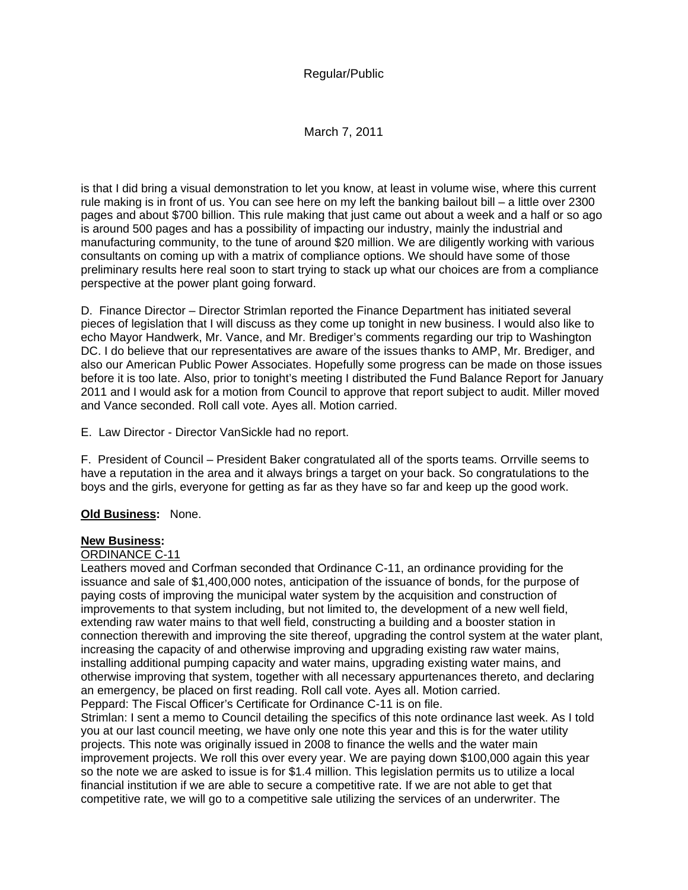is that I did bring a visual demonstration to let you know, at least in volume wise, where this current rule making is in front of us. You can see here on my left the banking bailout bill – a little over 2300 pages and about $700 billion. This rule making that just came out about a week and a half or so ago is around 500 pages and has a possibility of impacting our industry, mainly the industrial and manufacturing community, to the tune of around $20 million. We are diligently working with various consultants on coming up with a matrix of compliance options. We should have some of those preliminary results here real soon to start trying to stack up what our choices are from a compliance perspective at the power plant going forward.

D. Finance Director – Director Strimlan reported the Finance Department has initiated several pieces of legislation that I will discuss as they come up tonight in new business. I would also like to echo Mayor Handwerk, Mr. Vance, and Mr. Brediger's comments regarding our trip to Washington DC. I do believe that our representatives are aware of the issues thanks to AMP, Mr. Brediger, and also our American Public Power Associates. Hopefully some progress can be made on those issues before it is too late. Also, prior to tonight's meeting I distributed the Fund Balance Report for January 2011 and I would ask for a motion from Council to approve that report subject to audit. Miller moved and Vance seconded. Roll call vote. Ayes all. Motion carried.

E. Law Director - Director VanSickle had no report.

F. President of Council – President Baker congratulated all of the sports teams. Orrville seems to have a reputation in the area and it always brings a target on your back. So congratulations to the boys and the girls, everyone for getting as far as they have so far and keep up the good work.

**Old Business:** None.

**New Business:**

ORDINANCE C-11

Leathers moved and Corfman seconded that Ordinance C-11, an ordinance providing for the issuance and sale of $1,400,000 notes, anticipation of the issuance of bonds, for the purpose of paying costs of improving the municipal water system by the acquisition and construction of improvements to that system including, but not limited to, the development of a new well field, extending raw water mains to that well field, constructing a building and a booster station in connection therewith and improving the site thereof, upgrading the control system at the water plant, increasing the capacity of and otherwise improving and upgrading existing raw water mains, installing additional pumping capacity and water mains, upgrading existing water mains, and otherwise improving that system, together with all necessary appurtenances thereto, and declaring an emergency, be placed on first reading. Roll call vote. Ayes all. Motion carried.

Peppard: The Fiscal Officer's Certificate for Ordinance C-11 is on file.

Strimlan: I sent a memo to Council detailing the specifics of this note ordinance last week. As I told you at our last council meeting, we have only one note this year and this is for the water utility projects. This note was originally issued in 2008 to finance the wells and the water main improvement projects. We roll this over every year. We are paying down $100,000 again this year so the note we are asked to issue is for $1.4 million. This legislation permits us to utilize a local financial institution if we are able to secure a competitive rate. If we are not able to get that competitive rate, we will go to a competitive sale utilizing the services of an underwriter. The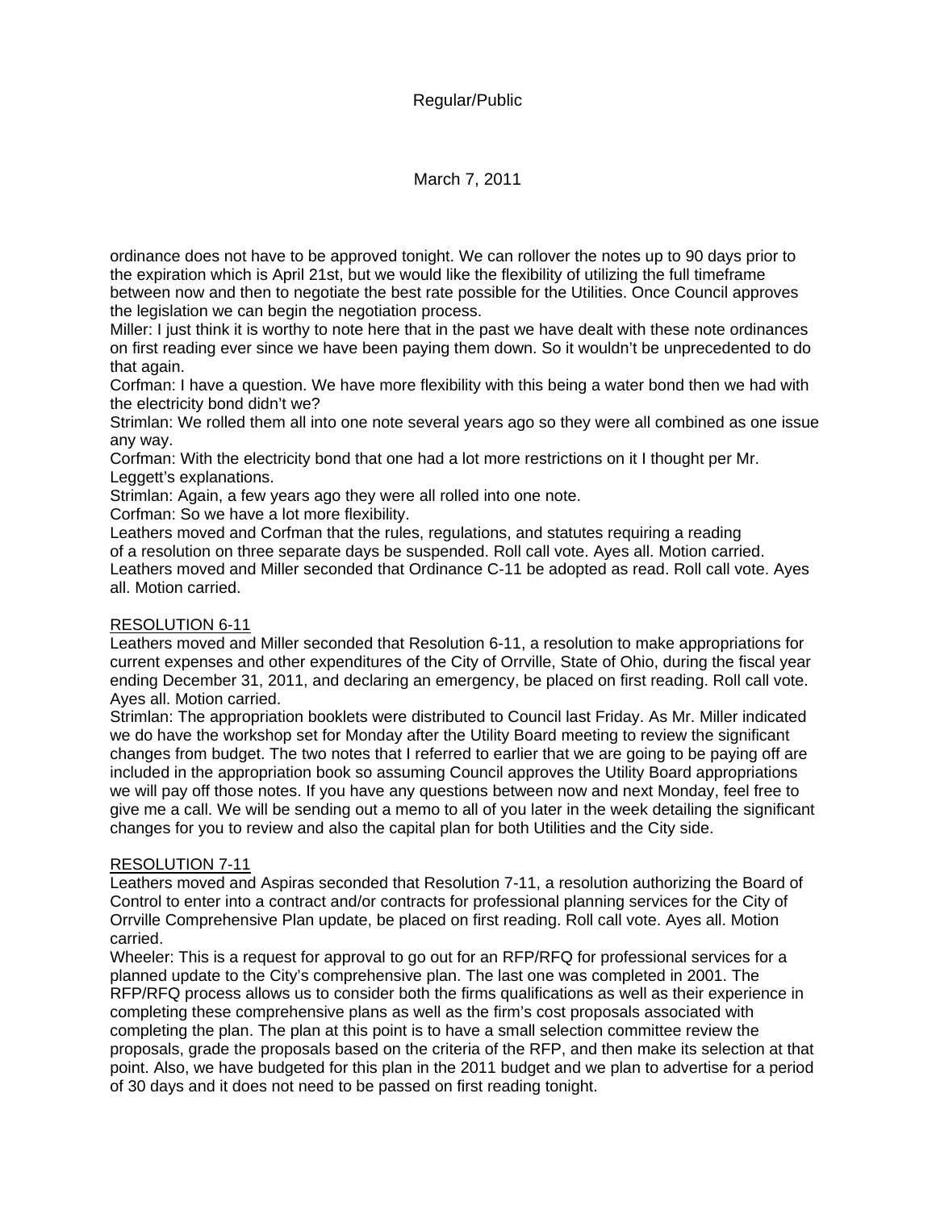ordinance does not have to be approved tonight. We can rollover the notes up to 90 days prior to the expiration which is April 21st, but we would like the flexibility of utilizing the full timeframe between now and then to negotiate the best rate possible for the Utilities. Once Council approves the legislation we can begin the negotiation process.

Miller: I just think it is worthy to note here that in the past we have dealt with these note ordinances on first reading ever since we have been paying them down. So it wouldn't be unprecedented to do that again.

Corfman: I have a question. We have more flexibility with this being a water bond then we had with the electricity bond didn't we?

Strimlan: We rolled them all into one note several years ago so they were all combined as one issue any way.

Corfman: With the electricity bond that one had a lot more restrictions on it I thought per Mr. Leggett's explanations.

Strimlan: Again, a few years ago they were all rolled into one note.

Corfman: So we have a lot more flexibility.

Leathers moved and Corfman that the rules, regulations, and statutes requiring a reading of a resolution on three separate days be suspended. Roll call vote. Ayes all. Motion carried.

Leathers moved and Miller seconded that Ordinance C-11 be adopted as read. Roll call vote. Ayes all. Motion carried.

RESOLUTION 6-11

Leathers moved and Miller seconded that Resolution 6-11, a resolution to make appropriations for current expenses and other expenditures of the City of Orrville, State of Ohio, during the fiscal year ending December 31, 2011, and declaring an emergency, be placed on first reading. Roll call vote. Ayes all. Motion carried.

Strimlan: The appropriation booklets were distributed to Council last Friday. As Mr. Miller indicated we do have the workshop set for Monday after the Utility Board meeting to review the significant changes from budget. The two notes that I referred to earlier that we are going to be paying off are included in the appropriation book so assuming Council approves the Utility Board appropriations we will pay off those notes. If you have any questions between now and next Monday, feel free to give me a call. We will be sending out a memo to all of you later in the week detailing the significant changes for you to review and also the capital plan for both Utilities and the City side.

RESOLUTION 7-11

Leathers moved and Aspiras seconded that Resolution 7-11, a resolution authorizing the Board of Control to enter into a contract and/or contracts for professional planning services for the City of Orrville Comprehensive Plan update, be placed on first reading. Roll call vote. Ayes all. Motion carried.

Wheeler: This is a request for approval to go out for an RFP/RFQ for professional services for a planned update to the City's comprehensive plan. The last one was completed in 2001. The RFP/RFQ process allows us to consider both the firms qualifications as well as their experience in completing these comprehensive plans as well as the firm's cost proposals associated with completing the plan. The plan at this point is to have a small selection committee review the proposals, grade the proposals based on the criteria of the RFP, and then make its selection at that point. Also, we have budgeted for this plan in the 2011 budget and we plan to advertise for a period of 30 days and it does not need to be passed on first reading tonight.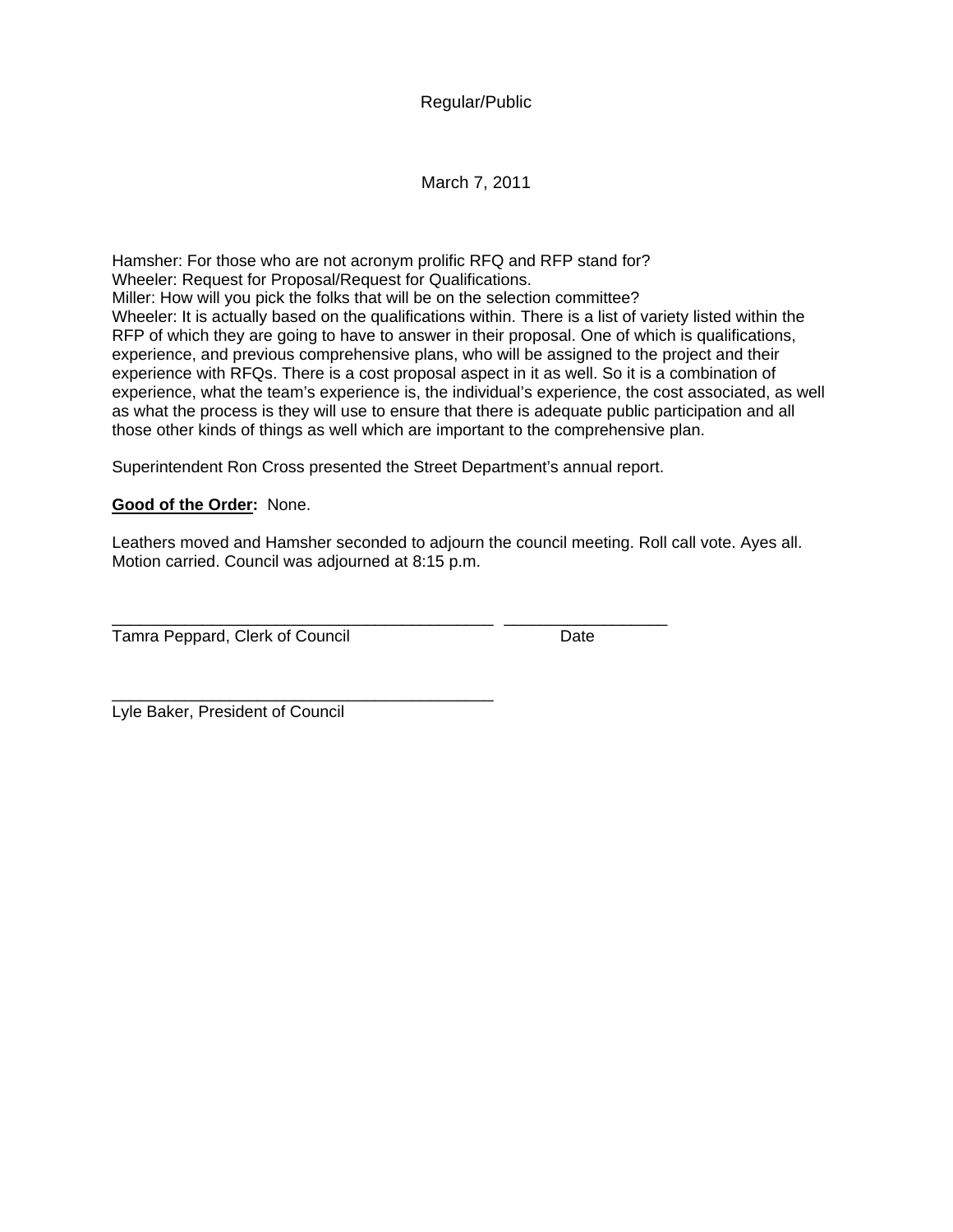Regular/Public

March 7, 2011

Hamsher: For those who are not acronym prolific RFQ and RFP stand for?
Wheeler: Request for Proposal/Request for Qualifications.
Miller: How will you pick the folks that will be on the selection committee?
Wheeler: It is actually based on the qualifications within. There is a list of variety listed within the RFP of which they are going to have to answer in their proposal. One of which is qualifications, experience, and previous comprehensive plans, who will be assigned to the project and their experience with RFQs. There is a cost proposal aspect in it as well. So it is a combination of experience, what the team's experience is, the individual's experience, the cost associated, as well as what the process is they will use to ensure that there is adequate public participation and all those other kinds of things as well which are important to the comprehensive plan.

Superintendent Ron Cross presented the Street Department's annual report.

**<u>Good of the Order</u>:** None.

Leathers moved and Hamsher seconded to adjourn the council meeting. Roll call vote. Ayes all. Motion carried. Council was adjourned at 8:15 p.m.

\_\_\_\_\_\_\_\_\_\_\_\_\_\_\_\_\_\_\_\_\_\_\_\_\_\_\_\_\_\_\_\_\_\_\_\_\_\_\_\_\_\_ \_\_\_\_\_\_\_\_\_\_\_\_\_\_\_\_\_\_
Tamra Peppard, Clerk of Council Date

\_\_\_\_\_\_\_\_\_\_\_\_\_\_\_\_\_\_\_\_\_\_\_\_\_\_\_\_\_\_\_\_\_\_\_\_\_\_\_\_\_\_
Lyle Baker, President of Council